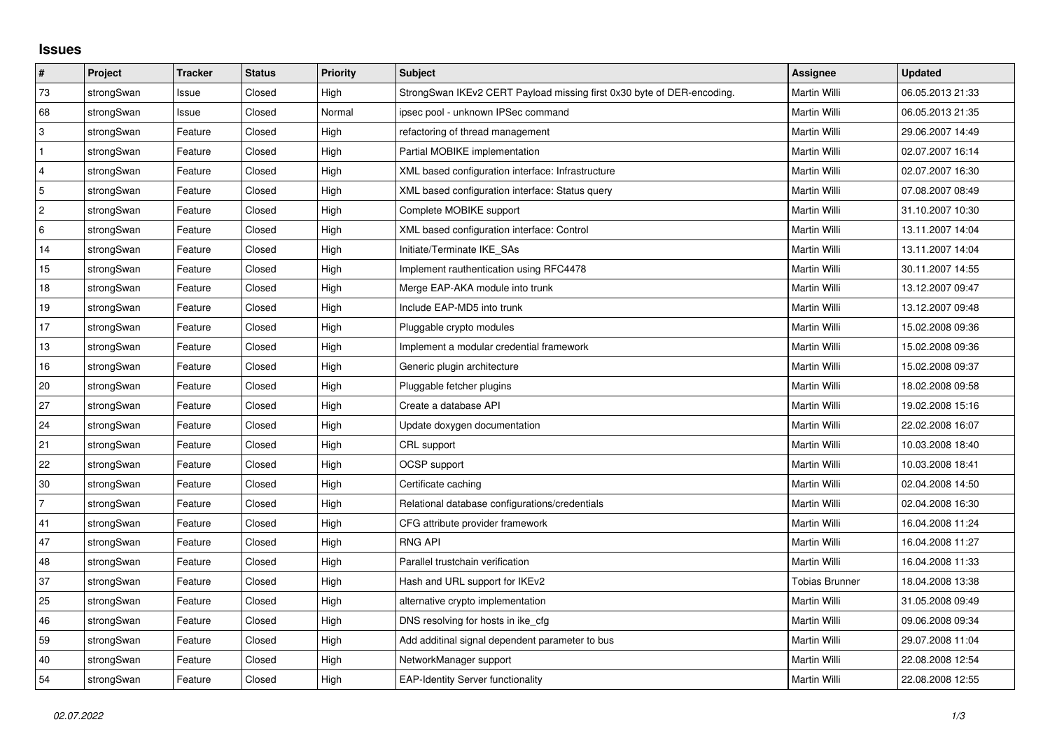## Issues

| # | Project | Tracker | Status | Priority | Subject | Assignee | Updated |
|---|---|---|---|---|---|---|---|
| 73 | strongSwan | Issue | Closed | High | StrongSwan IKEv2 CERT Payload missing first 0x30 byte of DER-encoding. | Martin Willi | 06.05.2013 21:33 |
| 68 | strongSwan | Issue | Closed | Normal | ipsec pool - unknown IPSec command | Martin Willi | 06.05.2013 21:35 |
| 3 | strongSwan | Feature | Closed | High | refactoring of thread management | Martin Willi | 29.06.2007 14:49 |
| 1 | strongSwan | Feature | Closed | High | Partial MOBIKE implementation | Martin Willi | 02.07.2007 16:14 |
| 4 | strongSwan | Feature | Closed | High | XML based configuration interface: Infrastructure | Martin Willi | 02.07.2007 16:30 |
| 5 | strongSwan | Feature | Closed | High | XML based configuration interface: Status query | Martin Willi | 07.08.2007 08:49 |
| 2 | strongSwan | Feature | Closed | High | Complete MOBIKE support | Martin Willi | 31.10.2007 10:30 |
| 6 | strongSwan | Feature | Closed | High | XML based configuration interface: Control | Martin Willi | 13.11.2007 14:04 |
| 14 | strongSwan | Feature | Closed | High | Initiate/Terminate IKE_SAs | Martin Willi | 13.11.2007 14:04 |
| 15 | strongSwan | Feature | Closed | High | Implement rauthentication using RFC4478 | Martin Willi | 30.11.2007 14:55 |
| 18 | strongSwan | Feature | Closed | High | Merge EAP-AKA module into trunk | Martin Willi | 13.12.2007 09:47 |
| 19 | strongSwan | Feature | Closed | High | Include EAP-MD5 into trunk | Martin Willi | 13.12.2007 09:48 |
| 17 | strongSwan | Feature | Closed | High | Pluggable crypto modules | Martin Willi | 15.02.2008 09:36 |
| 13 | strongSwan | Feature | Closed | High | Implement a modular credential framework | Martin Willi | 15.02.2008 09:36 |
| 16 | strongSwan | Feature | Closed | High | Generic plugin architecture | Martin Willi | 15.02.2008 09:37 |
| 20 | strongSwan | Feature | Closed | High | Pluggable fetcher plugins | Martin Willi | 18.02.2008 09:58 |
| 27 | strongSwan | Feature | Closed | High | Create a database API | Martin Willi | 19.02.2008 15:16 |
| 24 | strongSwan | Feature | Closed | High | Update doxygen documentation | Martin Willi | 22.02.2008 16:07 |
| 21 | strongSwan | Feature | Closed | High | CRL support | Martin Willi | 10.03.2008 18:40 |
| 22 | strongSwan | Feature | Closed | High | OCSP support | Martin Willi | 10.03.2008 18:41 |
| 30 | strongSwan | Feature | Closed | High | Certificate caching | Martin Willi | 02.04.2008 14:50 |
| 7 | strongSwan | Feature | Closed | High | Relational database configurations/credentials | Martin Willi | 02.04.2008 16:30 |
| 41 | strongSwan | Feature | Closed | High | CFG attribute provider framework | Martin Willi | 16.04.2008 11:24 |
| 47 | strongSwan | Feature | Closed | High | RNG API | Martin Willi | 16.04.2008 11:27 |
| 48 | strongSwan | Feature | Closed | High | Parallel trustchain verification | Martin Willi | 16.04.2008 11:33 |
| 37 | strongSwan | Feature | Closed | High | Hash and URL support for IKEv2 | Tobias Brunner | 18.04.2008 13:38 |
| 25 | strongSwan | Feature | Closed | High | alternative crypto implementation | Martin Willi | 31.05.2008 09:49 |
| 46 | strongSwan | Feature | Closed | High | DNS resolving for hosts in ike_cfg | Martin Willi | 09.06.2008 09:34 |
| 59 | strongSwan | Feature | Closed | High | Add additinal signal dependent parameter to bus | Martin Willi | 29.07.2008 11:04 |
| 40 | strongSwan | Feature | Closed | High | NetworkManager support | Martin Willi | 22.08.2008 12:54 |
| 54 | strongSwan | Feature | Closed | High | EAP-Identity Server functionality | Martin Willi | 22.08.2008 12:55 |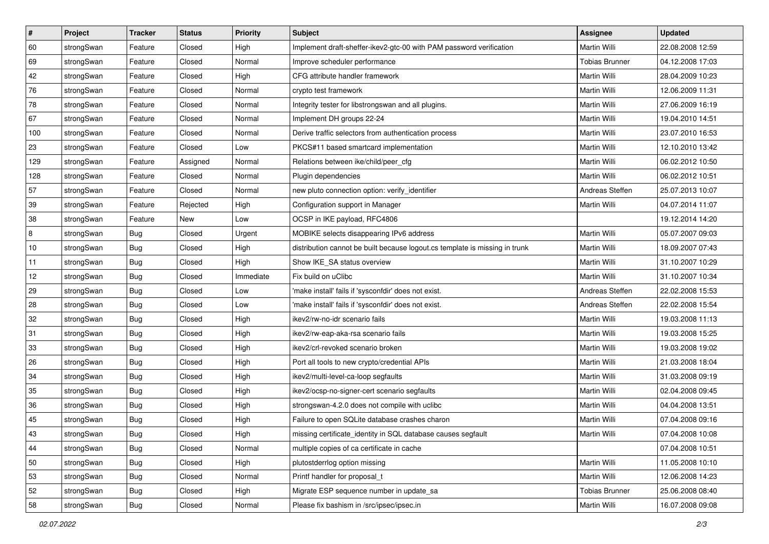| # | Project | Tracker | Status | Priority | Subject | Assignee | Updated |
|---|---|---|---|---|---|---|---|
| 60 | strongSwan | Feature | Closed | High | Implement draft-sheffer-ikev2-gtc-00 with PAM password verification | Martin Willi | 22.08.2008 12:59 |
| 69 | strongSwan | Feature | Closed | Normal | Improve scheduler performance | Tobias Brunner | 04.12.2008 17:03 |
| 42 | strongSwan | Feature | Closed | High | CFG attribute handler framework | Martin Willi | 28.04.2009 10:23 |
| 76 | strongSwan | Feature | Closed | Normal | crypto test framework | Martin Willi | 12.06.2009 11:31 |
| 78 | strongSwan | Feature | Closed | Normal | Integrity tester for libstrongswan and all plugins. | Martin Willi | 27.06.2009 16:19 |
| 67 | strongSwan | Feature | Closed | Normal | Implement DH groups 22-24 | Martin Willi | 19.04.2010 14:51 |
| 100 | strongSwan | Feature | Closed | Normal | Derive traffic selectors from authentication process | Martin Willi | 23.07.2010 16:53 |
| 23 | strongSwan | Feature | Closed | Low | PKCS#11 based smartcard implementation | Martin Willi | 12.10.2010 13:42 |
| 129 | strongSwan | Feature | Assigned | Normal | Relations between ike/child/peer_cfg | Martin Willi | 06.02.2012 10:50 |
| 128 | strongSwan | Feature | Closed | Normal | Plugin dependencies | Martin Willi | 06.02.2012 10:51 |
| 57 | strongSwan | Feature | Closed | Normal | new pluto connection option: verify_identifier | Andreas Steffen | 25.07.2013 10:07 |
| 39 | strongSwan | Feature | Rejected | High | Configuration support in Manager | Martin Willi | 04.07.2014 11:07 |
| 38 | strongSwan | Feature | New | Low | OCSP in IKE payload, RFC4806 | | 19.12.2014 14:20 |
| 8 | strongSwan | Bug | Closed | Urgent | MOBIKE selects disappearing IPv6 address | Martin Willi | 05.07.2007 09:03 |
| 10 | strongSwan | Bug | Closed | High | distribution cannot be built because logout.cs template is missing in trunk | Martin Willi | 18.09.2007 07:43 |
| 11 | strongSwan | Bug | Closed | High | Show IKE_SA status overview | Martin Willi | 31.10.2007 10:29 |
| 12 | strongSwan | Bug | Closed | Immediate | Fix build on uClibc | Martin Willi | 31.10.2007 10:34 |
| 29 | strongSwan | Bug | Closed | Low | 'make install' fails if 'sysconfdir' does not exist. | Andreas Steffen | 22.02.2008 15:53 |
| 28 | strongSwan | Bug | Closed | Low | 'make install' fails if 'sysconfdir' does not exist. | Andreas Steffen | 22.02.2008 15:54 |
| 32 | strongSwan | Bug | Closed | High | ikev2/rw-no-idr scenario fails | Martin Willi | 19.03.2008 11:13 |
| 31 | strongSwan | Bug | Closed | High | ikev2/rw-eap-aka-rsa scenario fails | Martin Willi | 19.03.2008 15:25 |
| 33 | strongSwan | Bug | Closed | High | ikev2/crl-revoked scenario broken | Martin Willi | 19.03.2008 19:02 |
| 26 | strongSwan | Bug | Closed | High | Port all tools to new crypto/credential APIs | Martin Willi | 21.03.2008 18:04 |
| 34 | strongSwan | Bug | Closed | High | ikev2/multi-level-ca-loop segfaults | Martin Willi | 31.03.2008 09:19 |
| 35 | strongSwan | Bug | Closed | High | ikev2/ocsp-no-signer-cert scenario segfaults | Martin Willi | 02.04.2008 09:45 |
| 36 | strongSwan | Bug | Closed | High | strongswan-4.2.0 does not compile with uclibc | Martin Willi | 04.04.2008 13:51 |
| 45 | strongSwan | Bug | Closed | High | Failure to open SQLite database crashes charon | Martin Willi | 07.04.2008 09:16 |
| 43 | strongSwan | Bug | Closed | High | missing certificate_identity in SQL database causes segfault | Martin Willi | 07.04.2008 10:08 |
| 44 | strongSwan | Bug | Closed | Normal | multiple copies of ca certificate in cache | | 07.04.2008 10:51 |
| 50 | strongSwan | Bug | Closed | High | plutostderrlog option missing | Martin Willi | 11.05.2008 10:10 |
| 53 | strongSwan | Bug | Closed | Normal | Printf handler for proposal_t | Martin Willi | 12.06.2008 14:23 |
| 52 | strongSwan | Bug | Closed | High | Migrate ESP sequence number in update_sa | Tobias Brunner | 25.06.2008 08:40 |
| 58 | strongSwan | Bug | Closed | Normal | Please fix bashism in /src/ipsec/ipsec.in | Martin Willi | 16.07.2008 09:08 |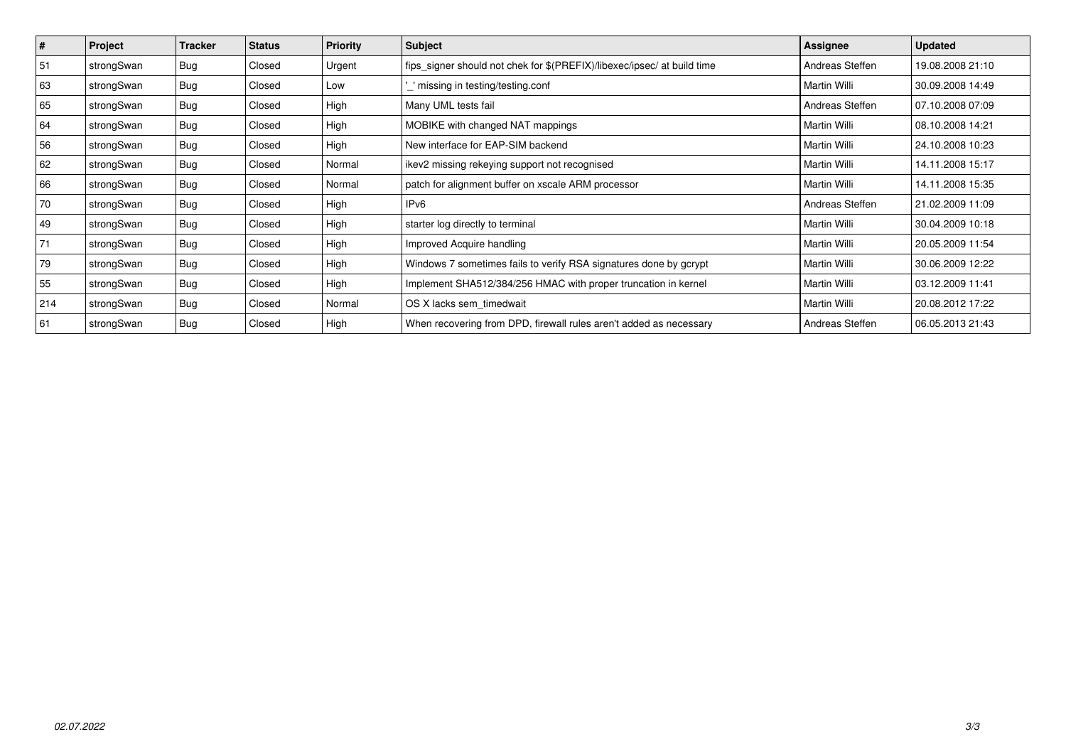| # | Project | Tracker | Status | Priority | Subject | Assignee | Updated |
|---|---|---|---|---|---|---|---|
| 51 | strongSwan | Bug | Closed | Urgent | fips_signer should not chek for $(PREFIX)/libexec/ipsec/ at build time | Andreas Steffen | 19.08.2008 21:10 |
| 63 | strongSwan | Bug | Closed | Low | '_' missing in testing/testing.conf | Martin Willi | 30.09.2008 14:49 |
| 65 | strongSwan | Bug | Closed | High | Many UML tests fail | Andreas Steffen | 07.10.2008 07:09 |
| 64 | strongSwan | Bug | Closed | High | MOBIKE with changed NAT mappings | Martin Willi | 08.10.2008 14:21 |
| 56 | strongSwan | Bug | Closed | High | New interface for EAP-SIM backend | Martin Willi | 24.10.2008 10:23 |
| 62 | strongSwan | Bug | Closed | Normal | ikev2 missing rekeying support not recognised | Martin Willi | 14.11.2008 15:17 |
| 66 | strongSwan | Bug | Closed | Normal | patch for alignment buffer on xscale ARM processor | Martin Willi | 14.11.2008 15:35 |
| 70 | strongSwan | Bug | Closed | High | IPv6 | Andreas Steffen | 21.02.2009 11:09 |
| 49 | strongSwan | Bug | Closed | High | starter log directly to terminal | Martin Willi | 30.04.2009 10:18 |
| 71 | strongSwan | Bug | Closed | High | Improved Acquire handling | Martin Willi | 20.05.2009 11:54 |
| 79 | strongSwan | Bug | Closed | High | Windows 7 sometimes fails to verify RSA signatures done by gcrypt | Martin Willi | 30.06.2009 12:22 |
| 55 | strongSwan | Bug | Closed | High | Implement SHA512/384/256 HMAC with proper truncation in kernel | Martin Willi | 03.12.2009 11:41 |
| 214 | strongSwan | Bug | Closed | Normal | OS X lacks sem_timedwait | Martin Willi | 20.08.2012 17:22 |
| 61 | strongSwan | Bug | Closed | High | When recovering from DPD, firewall rules aren't added as necessary | Andreas Steffen | 06.05.2013 21:43 |